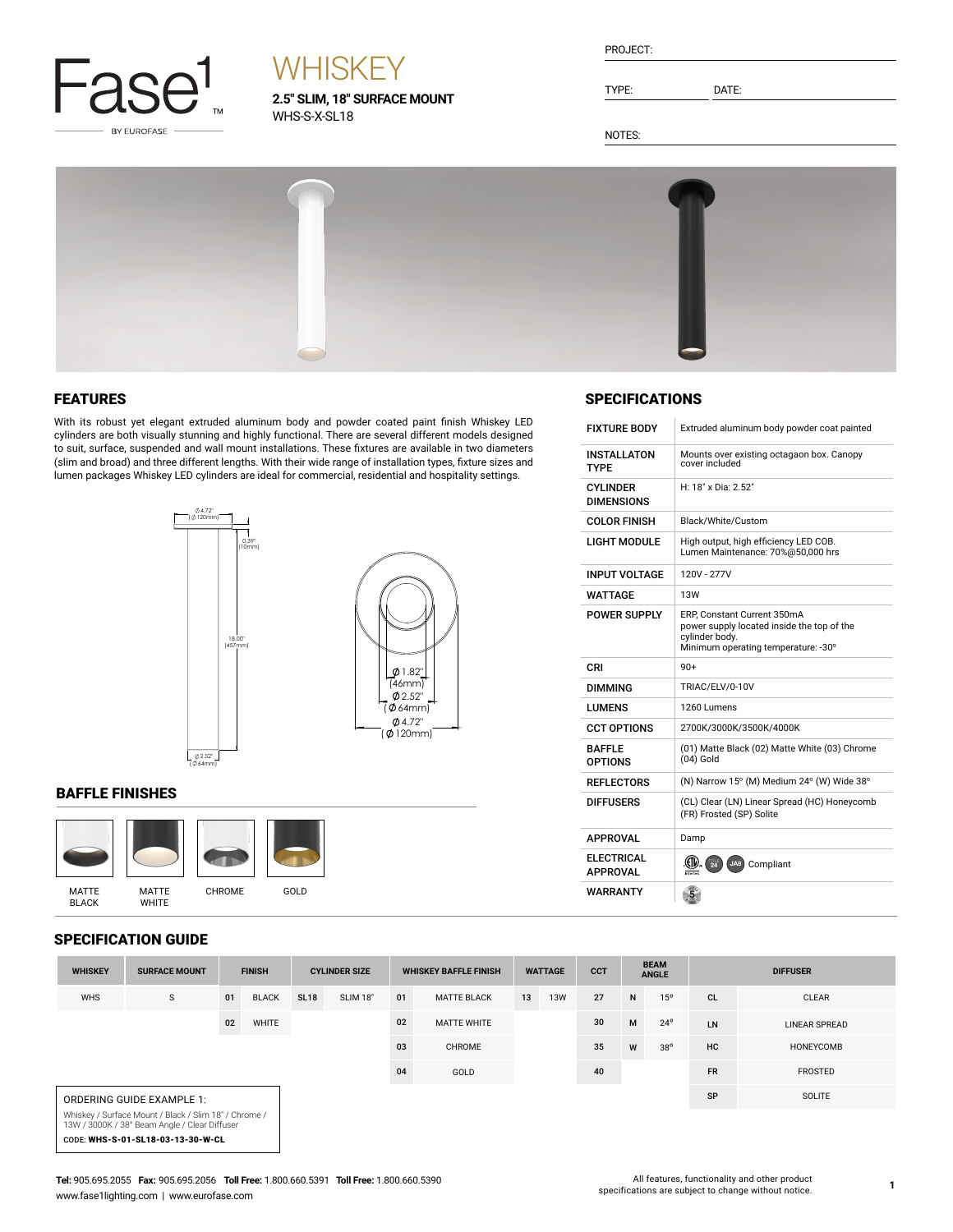Fase1™ BY EUROFASE

# WHISKEY

**2.5" SLIM, 18" SURFACE MOUNT**

WHS-S-X-SL18

PROJECT:

TYPE: DATE:

NOTES:

## FEATURES

With its robust yet elegant extruded aluminum body and powder coated paint finish Whiskey LED cylinders are both visually stunning and highly functional. There are several different models designed to suit, surface, suspended and wall mount installations. These fixtures are available in two diameters (slim and broad) and three different lengths. With their wide range of installation types, fixture sizes and lumen packages Whiskey LED cylinders are ideal for commercial, residential and hospitality settings.

Ø4.72" (Ø120mm)
0.39" (10mm)
18.00" (457mm)
Ø2.52" (Ø64mm)

Ø1.82" (46mm)
Ø2.52" (Ø64mm)
Ø4.72" (Ø120mm)

## BAFFLE FINISHES

MATTE BLACK | MATTE WHITE | CHROME | GOLD

## SPECIFICATIONS

| | |
|---|---|
| FIXTURE BODY | Extruded aluminum body powder coat painted |
| INSTALLATON TYPE | Mounts over existing octagaon box. Canopy cover included |
| CYLINDER DIMENSIONS | H: 18" x Dia: 2.52" |
| COLOR FINISH | Black/White/Custom |
| LIGHT MODULE | High output, high efficiency LED COB. Lumen Maintenance: 70%@50,000 hrs |
| INPUT VOLTAGE | 120V - 277V |
| WATTAGE | 13W |
| POWER SUPPLY | ERP, Constant Current 350mA power supply located inside the top of the cylinder body. Minimum operating temperature: -30° |
| CRI | 90+ |
| DIMMING | TRIAC/ELV/0-10V |
| LUMENS | 1260 Lumens |
| CCT OPTIONS | 2700K/3000K/3500K/4000K |
| BAFFLE OPTIONS | (01) Matte Black (02) Matte White (03) Chrome (04) Gold |
| REFLECTORS | (N) Narrow 15° (M) Medium 24° (W) Wide 38° |
| DIFFUSERS | (CL) Clear (LN) Linear Spread (HC) Honeycomb (FR) Frosted (SP) Solite |
| APPROVAL | Damp |
| ELECTRICAL APPROVAL | Compliant |
| WARRANTY | 5 |

## SPECIFICATION GUIDE

| WHISKEY | SURFACE MOUNT | FINISH | | CYLINDER SIZE | | WHISKEY BAFFLE FINISH | | WATTAGE | | CCT | BEAM ANGLE | | DIFFUSER | |
|---|---|---|---|---|---|---|---|---|---|---|---|---|---|---|
| WHS | S | 01 | BLACK | SL18 | SLIM 18" | 01 | MATTE BLACK | 13 | 13W | 27 | N | 15° | CL | CLEAR |
| | | 02 | WHITE | | | 02 | MATTE WHITE | | | 30 | M | 24° | LN | LINEAR SPREAD |
| | | | | | | 03 | CHROME | | | 35 | W | 38° | HC | HONEYCOMB |
| | | | | | | 04 | GOLD | | | 40 | | | FR | FROSTED |
| | | | | | | | | | | | | | SP | SOLITE |

ORDERING GUIDE EXAMPLE 1:

Whiskey / Surface Mount / Black / Slim 18" / Chrome / 13W / 3000K / 38° Beam Angle / Clear Diffuser

CODE: **WHS-S-01-SL18-03-13-30-W-CL**

**Tel:** 905.695.2055 **Fax:** 905.695.2056 **Toll Free:** 1.800.660.5391 **Toll Free:** 1.800.660.5390
www.fase1lighting.com | www.eurofase.com

All features, functionality and other product specifications are subject to change without notice.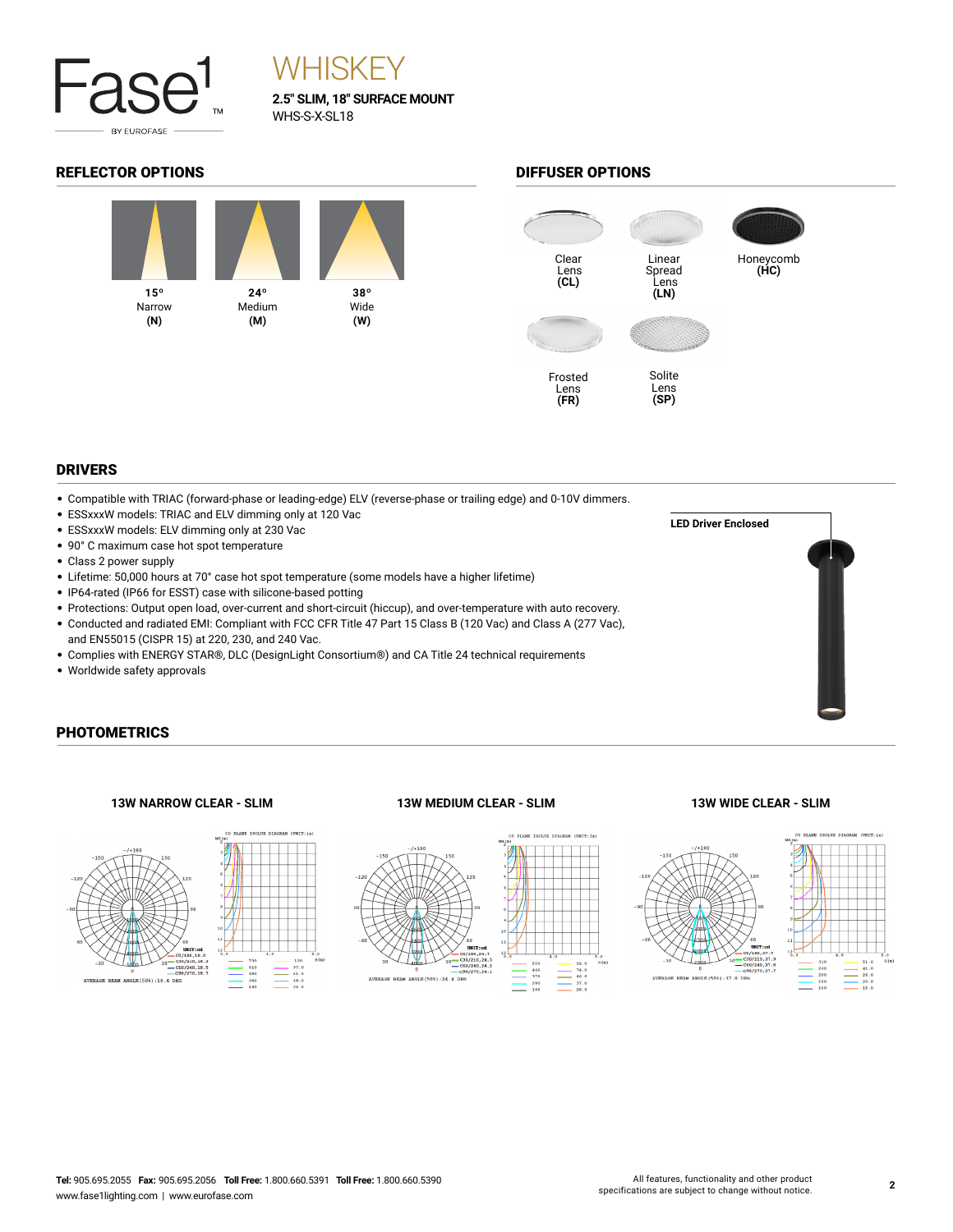Fase1 BY EUROFASE

# WHISKEY

**2.5" SLIM, 18" SURFACE MOUNT**

WHS-S-X-SL18

## REFLECTOR OPTIONS

15º
Narrow
**(N)**

24º
Medium
**(M)**

38º
Wide
**(W)**

## DIFFUSER OPTIONS

Clear Lens **(CL)**

Linear Spread Lens **(LN)**

Honeycomb **(HC)**

Frosted Lens **(FR)**

Solite Lens **(SP)**

## DRIVERS

- Compatible with TRIAC (forward-phase or leading-edge) ELV (reverse-phase or trailing edge) and 0-10V dimmers.
- ESSxxxW models: TRIAC and ELV dimming only at 120 Vac
- ESSxxxW models: ELV dimming only at 230 Vac
- 90° C maximum case hot spot temperature
- Class 2 power supply
- Lifetime: 50,000 hours at 70° case hot spot temperature (some models have a higher lifetime)
- IP64-rated (IP66 for ESST) case with silicone-based potting
- Protections: Output open load, over-current and short-circuit (hiccup), and over-temperature with auto recovery.
- Conducted and radiated EMI: Compliant with FCC CFR Title 47 Part 15 Class B (120 Vac) and Class A (277 Vac), and EN55015 (CISPR 15) at 220, 230, and 240 Vac.
- Complies with ENERGY STAR®, DLC (DesignLight Consortium®) and CA Title 24 technical requirements
- Worldwide safety approvals

**LED Driver Enclosed**

## PHOTOMETRICS

### 13W NARROW CLEAR - SLIM

AVERAGE BEAM ANGLE(50%):18.4 DEG

### 13W MEDIUM CLEAR - SLIM

AVERAGE BEAM ANGLE(50%):24.4 DEG

### 13W WIDE CLEAR - SLIM

AVERAGE BEAM ANGLE(50%):37.8 DEG

**Tel:** 905.695.2055 **Fax:** 905.695.2056 **Toll Free:** 1.800.660.5391 **Toll Free:** 1.800.660.5390
www.fase1lighting.com | www.eurofase.com

All features, functionality and other product specifications are subject to change without notice.